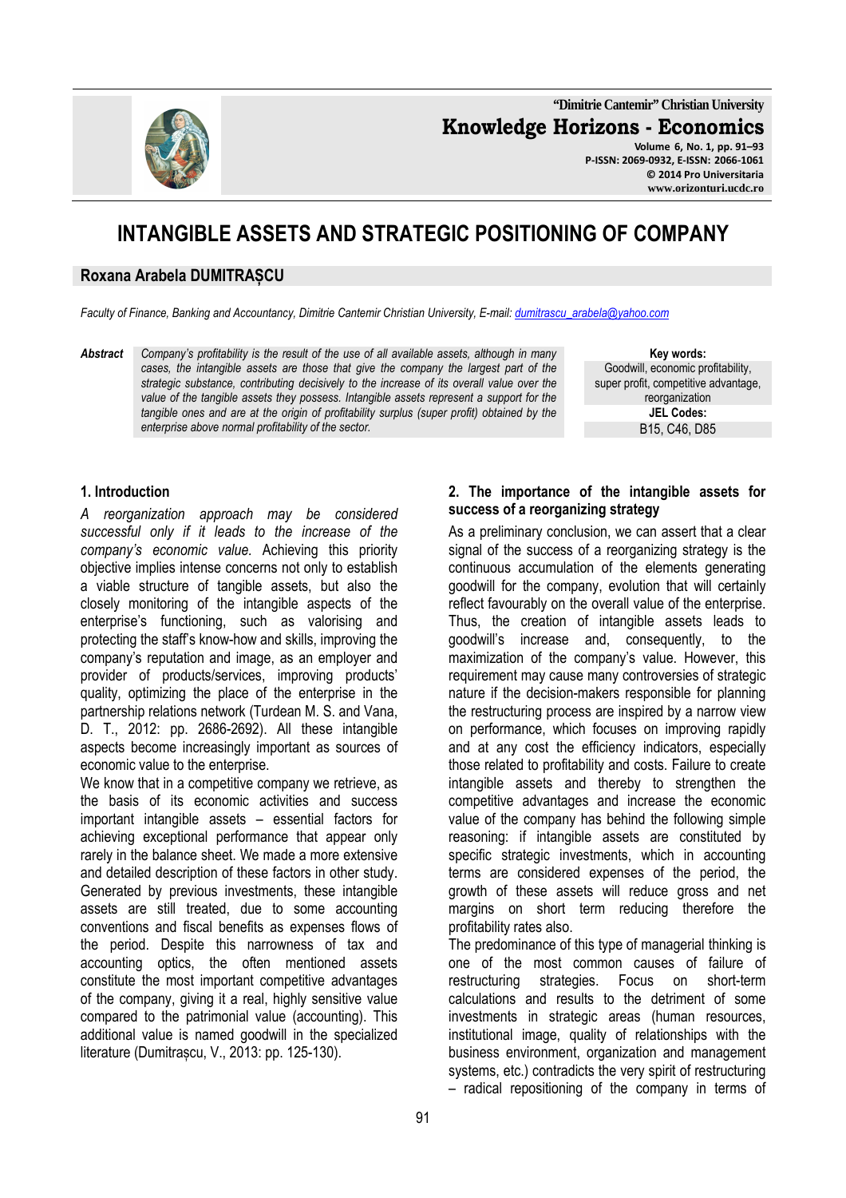# INTANGIBLE ASSETS AND STRATEGIC POSITIONING OF COMPANY

**Roxana Arabela DUMITRAȘCU**

*Faculty of Finance, Banking and Accountancy, Dimitrie Cantemir Christian University, E-mail: dumitrascu_arabela@yahoo.com*

***Abstract*** *Company's profitability is the result of the use of all available assets, although in many cases, the intangible assets are those that give the company the largest part of the strategic substance, contributing decisively to the increase of its overall value over the value of the tangible assets they possess. Intangible assets represent a support for the tangible ones and are at the origin of profitability surplus (super profit) obtained by the enterprise above normal profitability of the sector.*

**Key words:** Goodwill, economic profitability, super profit, competitive advantage, reorganization

**JEL Codes:** B15, C46, D85

## 1. Introduction

*A reorganization approach may be considered successful only if it leads to the increase of the company's economic value.* Achieving this priority objective implies intense concerns not only to establish a viable structure of tangible assets, but also the closely monitoring of the intangible aspects of the enterprise's functioning, such as valorising and protecting the staff's know-how and skills, improving the company's reputation and image, as an employer and provider of products/services, improving products' quality, optimizing the place of the enterprise in the partnership relations network (Turdean M. S. and Vana, D. T., 2012: pp. 2686-2692). All these intangible aspects become increasingly important as sources of economic value to the enterprise.

We know that in a competitive company we retrieve, as the basis of its economic activities and success important intangible assets – essential factors for achieving exceptional performance that appear only rarely in the balance sheet. We made a more extensive and detailed description of these factors in other study. Generated by previous investments, these intangible assets are still treated, due to some accounting conventions and fiscal benefits as expenses flows of the period. Despite this narrowness of tax and accounting optics, the often mentioned assets constitute the most important competitive advantages of the company, giving it a real, highly sensitive value compared to the patrimonial value (accounting). This additional value is named goodwill in the specialized literature (Dumitrașcu, V., 2013: pp. 125-130).

## 2. The importance of the intangible assets for success of a reorganizing strategy

As a preliminary conclusion, we can assert that a clear signal of the success of a reorganizing strategy is the continuous accumulation of the elements generating goodwill for the company, evolution that will certainly reflect favourably on the overall value of the enterprise. Thus, the creation of intangible assets leads to goodwill's increase and, consequently, to the maximization of the company's value. However, this requirement may cause many controversies of strategic nature if the decision-makers responsible for planning the restructuring process are inspired by a narrow view on performance, which focuses on improving rapidly and at any cost the efficiency indicators, especially those related to profitability and costs. Failure to create intangible assets and thereby to strengthen the competitive advantages and increase the economic value of the company has behind the following simple reasoning: if intangible assets are constituted by specific strategic investments, which in accounting terms are considered expenses of the period, the growth of these assets will reduce gross and net margins on short term reducing therefore the profitability rates also.

The predominance of this type of managerial thinking is one of the most common causes of failure of restructuring strategies. Focus on short-term calculations and results to the detriment of some investments in strategic areas (human resources, institutional image, quality of relationships with the business environment, organization and management systems, etc.) contradicts the very spirit of restructuring – radical repositioning of the company in terms of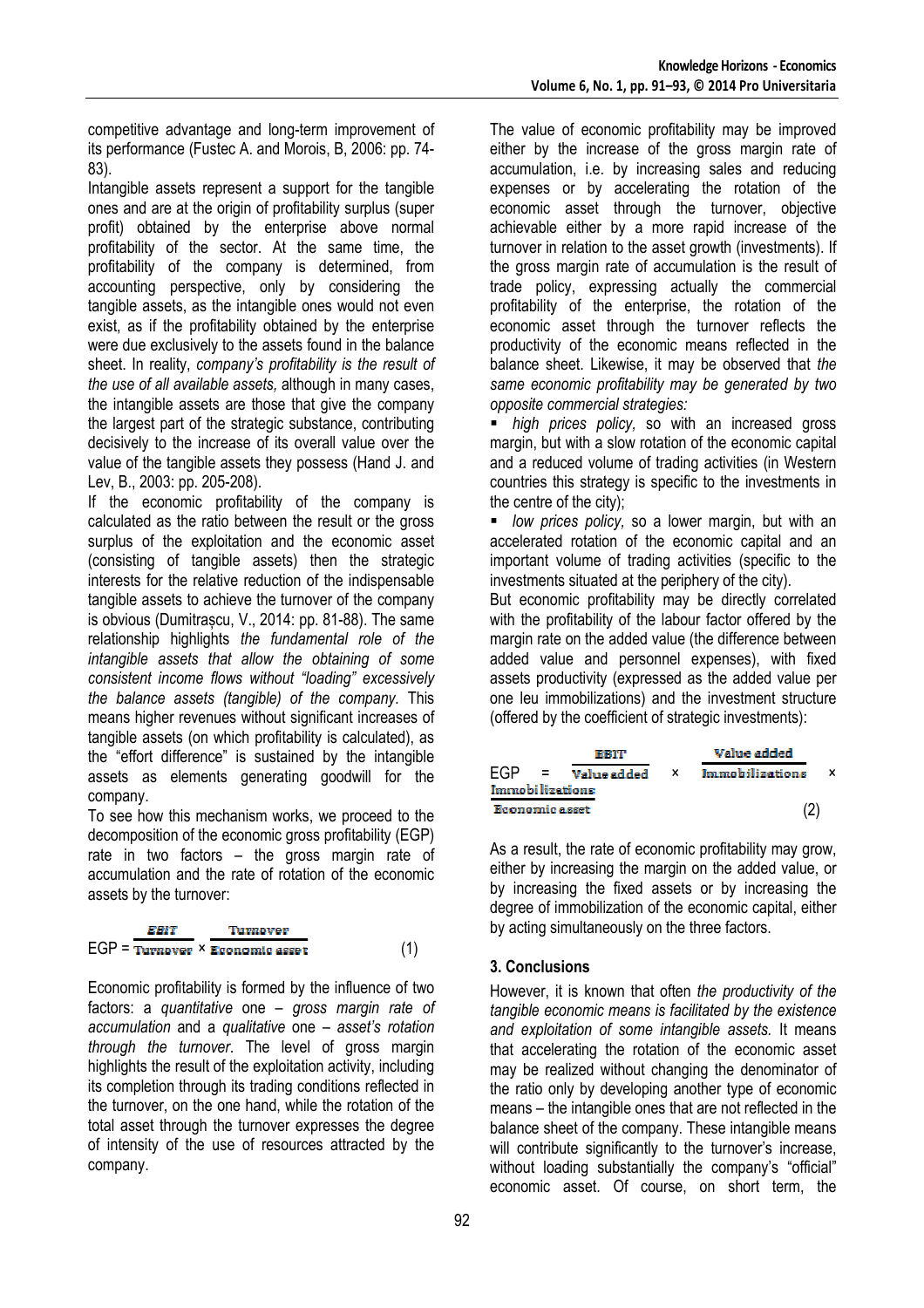competitive advantage and long-term improvement of its performance (Fustec A. and Morois, B, 2006: pp. 74-83).

Intangible assets represent a support for the tangible ones and are at the origin of profitability surplus (super profit) obtained by the enterprise above normal profitability of the sector. At the same time, the profitability of the company is determined, from accounting perspective, only by considering the tangible assets, as the intangible ones would not even exist, as if the profitability obtained by the enterprise were due exclusively to the assets found in the balance sheet. In reality, *company's profitability is the result of the use of all available assets,* although in many cases, the intangible assets are those that give the company the largest part of the strategic substance, contributing decisively to the increase of its overall value over the value of the tangible assets they possess (Hand J. and Lev, B., 2003: pp. 205-208).

If the economic profitability of the company is calculated as the ratio between the result or the gross surplus of the exploitation and the economic asset (consisting of tangible assets) then the strategic interests for the relative reduction of the indispensable tangible assets to achieve the turnover of the company is obvious (Dumitrașcu, V., 2014: pp. 81-88). The same relationship highlights *the fundamental role of the intangible assets that allow the obtaining of some consistent income flows without "loading" excessively the balance assets (tangible) of the company.* This means higher revenues without significant increases of tangible assets (on which profitability is calculated), as the "effort difference" is sustained by the intangible assets as elements generating goodwill for the company.

To see how this mechanism works, we proceed to the decomposition of the economic gross profitability (EGP) rate in two factors – the gross margin rate of accumulation and the rate of rotation of the economic assets by the turnover:

$$EGP = \frac{EBIT}{Turnover} \times \frac{Turnover}{Economic\ asset} \qquad (1)$$

Economic profitability is formed by the influence of two factors: a *quantitative* one – *gross margin rate of accumulation* and a *qualitative* one – *asset's rotation through the turnover*. The level of gross margin highlights the result of the exploitation activity, including its completion through its trading conditions reflected in the turnover, on the one hand, while the rotation of the total asset through the turnover expresses the degree of intensity of the use of resources attracted by the company.

The value of economic profitability may be improved either by the increase of the gross margin rate of accumulation, i.e. by increasing sales and reducing expenses or by accelerating the rotation of the economic asset through the turnover, objective achievable either by a more rapid increase of the turnover in relation to the asset growth (investments). If the gross margin rate of accumulation is the result of trade policy, expressing actually the commercial profitability of the enterprise, the rotation of the economic asset through the turnover reflects the productivity of the economic means reflected in the balance sheet. Likewise, it may be observed that *the same economic profitability may be generated by two opposite commercial strategies:*

- *high prices policy,* so with an increased gross margin, but with a slow rotation of the economic capital and a reduced volume of trading activities (in Western countries this strategy is specific to the investments in the centre of the city);
- *low prices policy,* so a lower margin, but with an accelerated rotation of the economic capital and an important volume of trading activities (specific to the investments situated at the periphery of the city).

But economic profitability may be directly correlated with the profitability of the labour factor offered by the margin rate on the added value (the difference between added value and personnel expenses), with fixed assets productivity (expressed as the added value per one leu immobilizations) and the investment structure (offered by the coefficient of strategic investments):

$$EGP = \frac{EBIT}{Value\ added} \times \frac{Value\ added}{Immobilizations} \times \frac{Immobilizations}{Economic\ asset} \qquad (2)$$

As a result, the rate of economic profitability may grow, either by increasing the margin on the added value, or by increasing the fixed assets or by increasing the degree of immobilization of the economic capital, either by acting simultaneously on the three factors.

## 3. Conclusions

However, it is known that often *the productivity of the tangible economic means is facilitated by the existence and exploitation of some intangible assets.* It means that accelerating the rotation of the economic asset may be realized without changing the denominator of the ratio only by developing another type of economic means – the intangible ones that are not reflected in the balance sheet of the company. These intangible means will contribute significantly to the turnover's increase, without loading substantially the company's "official" economic asset. Of course, on short term, the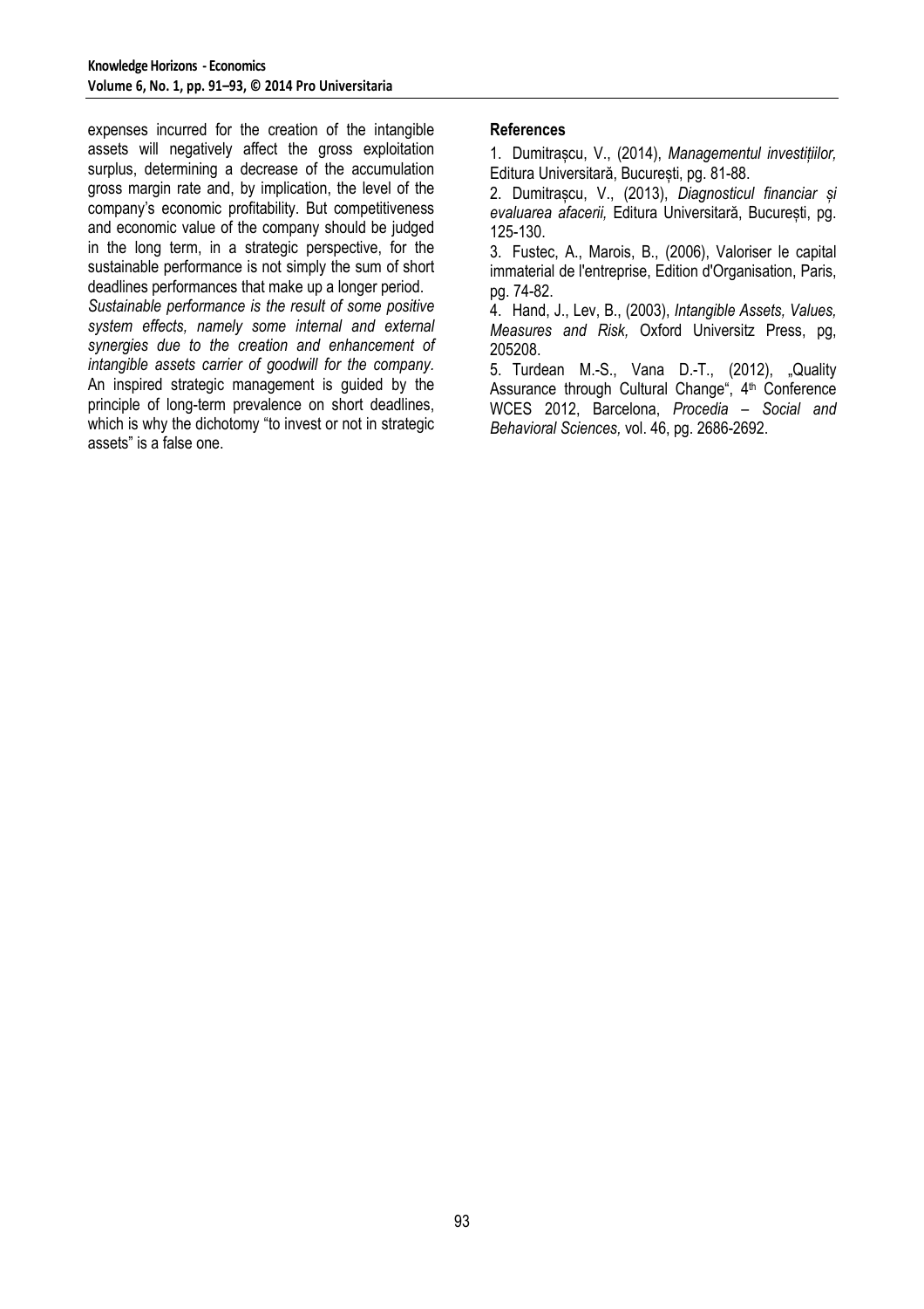expenses incurred for the creation of the intangible assets will negatively affect the gross exploitation surplus, determining a decrease of the accumulation gross margin rate and, by implication, the level of the company's economic profitability. But competitiveness and economic value of the company should be judged in the long term, in a strategic perspective, for the sustainable performance is not simply the sum of short deadlines performances that make up a longer period.

*Sustainable performance is the result of some positive system effects, namely some internal and external synergies due to the creation and enhancement of intangible assets carrier of goodwill for the company.* An inspired strategic management is guided by the principle of long-term prevalence on short deadlines, which is why the dichotomy "to invest or not in strategic assets" is a false one.

## References

1. Dumitrașcu, V., (2014), *Managementul investițiilor,* Editura Universitară, București, pg. 81-88.
2. Dumitrașcu, V., (2013), *Diagnosticul financiar și evaluarea afacerii,* Editura Universitară, București, pg. 125-130.
3. Fustec, A., Marois, B., (2006), Valoriser le capital immaterial de l'entreprise, Edition d'Organisation, Paris, pg. 74-82.
4. Hand, J., Lev, B., (2003), *Intangible Assets, Values, Measures and Risk,* Oxford Universitz Press, pg, 205208.
5. Turdean M.-S., Vana D.-T., (2012), „Quality Assurance through Cultural Change", 4th Conference WCES 2012, Barcelona, *Procedia – Social and Behavioral Sciences,* vol. 46, pg. 2686-2692.